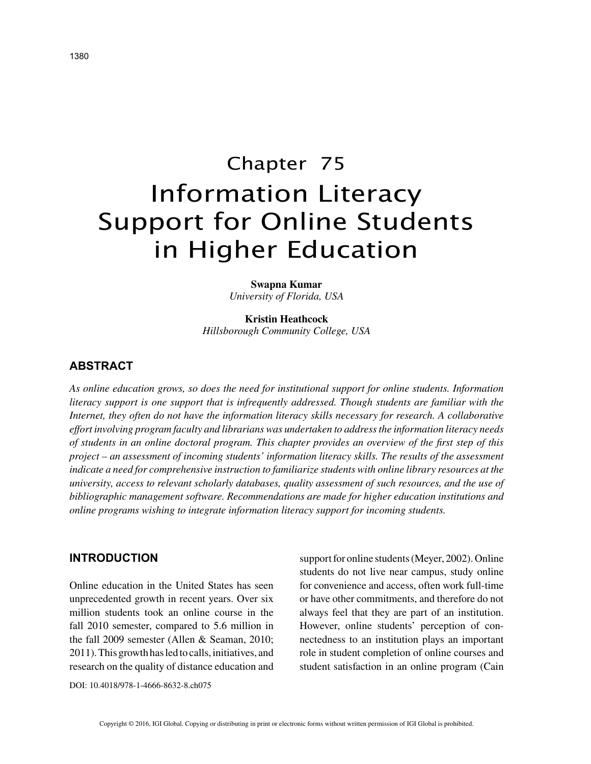# Chapter 75
# Information Literacy Support for Online Students in Higher Education

**Swapna Kumar**
*University of Florida, USA*

**Kristin Heathcock**
*Hillsborough Community College, USA*

## ABSTRACT

*As online education grows, so does the need for institutional support for online students. Information literacy support is one support that is infrequently addressed. Though students are familiar with the Internet, they often do not have the information literacy skills necessary for research. A collaborative effort involving program faculty and librarians was undertaken to address the information literacy needs of students in an online doctoral program. This chapter provides an overview of the first step of this project – an assessment of incoming students' information literacy skills. The results of the assessment indicate a need for comprehensive instruction to familiarize students with online library resources at the university, access to relevant scholarly databases, quality assessment of such resources, and the use of bibliographic management software. Recommendations are made for higher education institutions and online programs wishing to integrate information literacy support for incoming students.*

## INTRODUCTION

Online education in the United States has seen unprecedented growth in recent years. Over six million students took an online course in the fall 2010 semester, compared to 5.6 million in the fall 2009 semester (Allen & Seaman, 2010; 2011). This growth has led to calls, initiatives, and research on the quality of distance education and support for online students (Meyer, 2002). Online students do not live near campus, study online for convenience and access, often work full-time or have other commitments, and therefore do not always feel that they are part of an institution. However, online students' perception of connectedness to an institution plays an important role in student completion of online courses and student satisfaction in an online program (Cain

DOI: 10.4018/978-1-4666-8632-8.ch075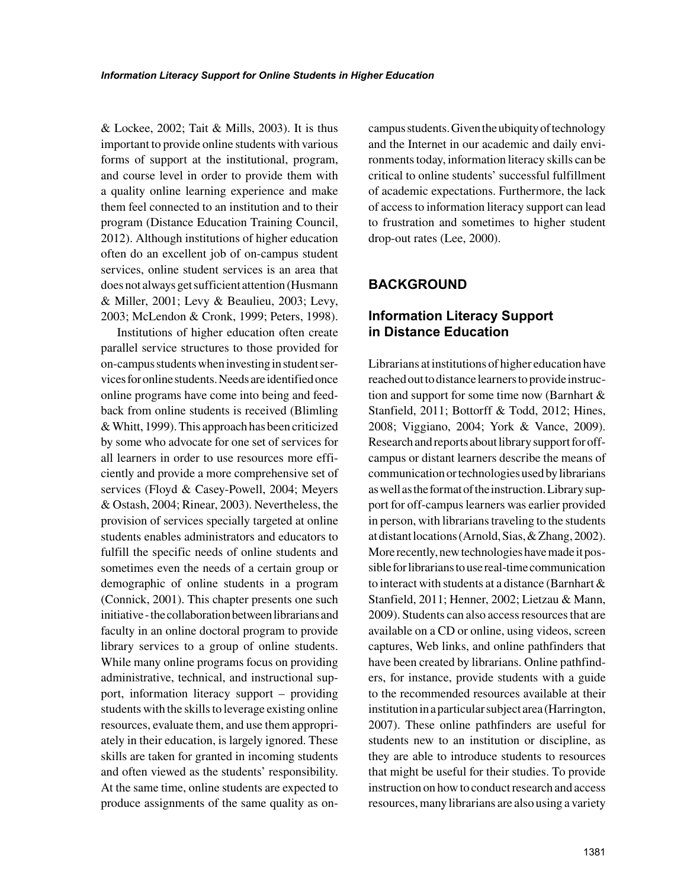& Lockee, 2002; Tait & Mills, 2003). It is thus important to provide online students with various forms of support at the institutional, program, and course level in order to provide them with a quality online learning experience and make them feel connected to an institution and to their program (Distance Education Training Council, 2012). Although institutions of higher education often do an excellent job of on-campus student services, online student services is an area that does not always get sufficient attention (Husmann & Miller, 2001; Levy & Beaulieu, 2003; Levy, 2003; McLendon & Cronk, 1999; Peters, 1998).

Institutions of higher education often create parallel service structures to those provided for on-campus students when investing in student services for online students. Needs are identified once online programs have come into being and feedback from online students is received (Blimling & Whitt, 1999). This approach has been criticized by some who advocate for one set of services for all learners in order to use resources more efficiently and provide a more comprehensive set of services (Floyd & Casey-Powell, 2004; Meyers & Ostash, 2004; Rinear, 2003). Nevertheless, the provision of services specially targeted at online students enables administrators and educators to fulfill the specific needs of online students and sometimes even the needs of a certain group or demographic of online students in a program (Connick, 2001). This chapter presents one such initiative - the collaboration between librarians and faculty in an online doctoral program to provide library services to a group of online students. While many online programs focus on providing administrative, technical, and instructional support, information literacy support – providing students with the skills to leverage existing online resources, evaluate them, and use them appropriately in their education, is largely ignored. These skills are taken for granted in incoming students and often viewed as the students' responsibility. At the same time, online students are expected to produce assignments of the same quality as on-campus students. Given the ubiquity of technology and the Internet in our academic and daily environments today, information literacy skills can be critical to online students' successful fulfillment of academic expectations. Furthermore, the lack of access to information literacy support can lead to frustration and sometimes to higher student drop-out rates (Lee, 2000).

## BACKGROUND

### Information Literacy Support in Distance Education

Librarians at institutions of higher education have reached out to distance learners to provide instruction and support for some time now (Barnhart & Stanfield, 2011; Bottorff & Todd, 2012; Hines, 2008; Viggiano, 2004; York & Vance, 2009). Research and reports about library support for off-campus or distant learners describe the means of communication or technologies used by librarians as well as the format of the instruction. Library support for off-campus learners was earlier provided in person, with librarians traveling to the students at distant locations (Arnold, Sias, & Zhang, 2002). More recently, new technologies have made it possible for librarians to use real-time communication to interact with students at a distance (Barnhart & Stanfield, 2011; Henner, 2002; Lietzau & Mann, 2009). Students can also access resources that are available on a CD or online, using videos, screen captures, Web links, and online pathfinders that have been created by librarians. Online pathfinders, for instance, provide students with a guide to the recommended resources available at their institution in a particular subject area (Harrington, 2007). These online pathfinders are useful for students new to an institution or discipline, as they are able to introduce students to resources that might be useful for their studies. To provide instruction on how to conduct research and access resources, many librarians are also using a variety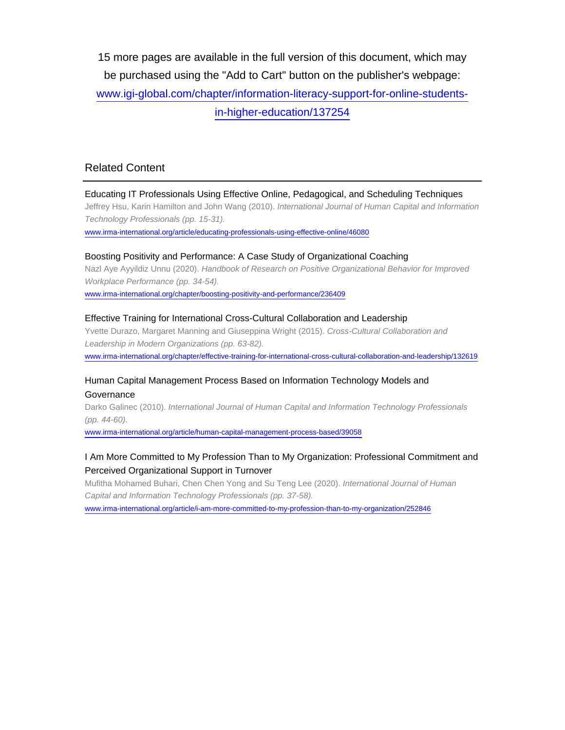15 more pages are available in the full version of this document, which may be purchased using the "Add to Cart" button on the publisher's webpage: [www.igi-global.com/chapter/information-literacy-support-for-online-students-in-higher-education/137254](www.igi-global.com/chapter/information-literacy-support-for-online-students-in-higher-education/137254)

## Related Content

Educating IT Professionals Using Effective Online, Pedagogical, and Scheduling Techniques
Jeffrey Hsu, Karin Hamilton and John Wang (2010). *International Journal of Human Capital and Information Technology Professionals (pp. 15-31).*
[www.irma-international.org/article/educating-professionals-using-effective-online/46080](www.irma-international.org/article/educating-professionals-using-effective-online/46080)

Boosting Positivity and Performance: A Case Study of Organizational Coaching
Nazl Aye Ayyildiz Unnu (2020). *Handbook of Research on Positive Organizational Behavior for Improved Workplace Performance (pp. 34-54).*
[www.irma-international.org/chapter/boosting-positivity-and-performance/236409](www.irma-international.org/chapter/boosting-positivity-and-performance/236409)

Effective Training for International Cross-Cultural Collaboration and Leadership
Yvette Durazo, Margaret Manning and Giuseppina Wright (2015). *Cross-Cultural Collaboration and Leadership in Modern Organizations (pp. 63-82).*
[www.irma-international.org/chapter/effective-training-for-international-cross-cultural-collaboration-and-leadership/132619](www.irma-international.org/chapter/effective-training-for-international-cross-cultural-collaboration-and-leadership/132619)

Human Capital Management Process Based on Information Technology Models and Governance
Darko Galinec (2010). *International Journal of Human Capital and Information Technology Professionals (pp. 44-60).*
[www.irma-international.org/article/human-capital-management-process-based/39058](www.irma-international.org/article/human-capital-management-process-based/39058)

I Am More Committed to My Profession Than to My Organization: Professional Commitment and Perceived Organizational Support in Turnover
Mufitha Mohamed Buhari, Chen Chen Yong and Su Teng Lee (2020). *International Journal of Human Capital and Information Technology Professionals (pp. 37-58).*
[www.irma-international.org/article/i-am-more-committed-to-my-profession-than-to-my-organization/252846](www.irma-international.org/article/i-am-more-committed-to-my-profession-than-to-my-organization/252846)